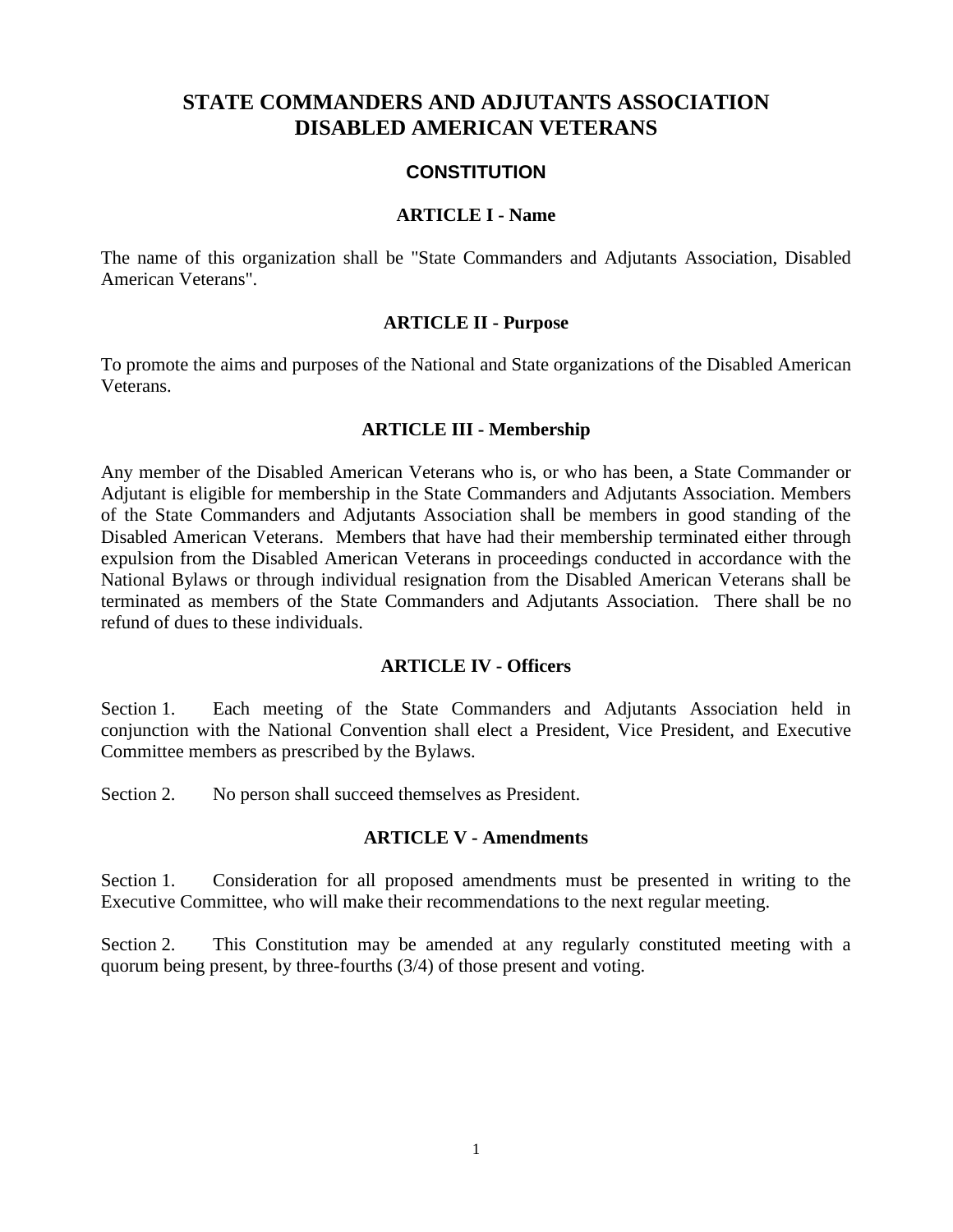# STATE COMMANDERS AND ADJUTANTS ASSOCIATION
# DISABLED AMERICAN VETERANS

## CONSTITUTION

### ARTICLE I - Name

The name of this organization shall be "State Commanders and Adjutants Association, Disabled American Veterans".

### ARTICLE II - Purpose

To promote the aims and purposes of the National and State organizations of the Disabled American Veterans.

### ARTICLE III - Membership

Any member of the Disabled American Veterans who is, or who has been, a State Commander or Adjutant is eligible for membership in the State Commanders and Adjutants Association. Members of the State Commanders and Adjutants Association shall be members in good standing of the Disabled American Veterans. Members that have had their membership terminated either through expulsion from the Disabled American Veterans in proceedings conducted in accordance with the National Bylaws or through individual resignation from the Disabled American Veterans shall be terminated as members of the State Commanders and Adjutants Association. There shall be no refund of dues to these individuals.

### ARTICLE IV - Officers

Section 1. Each meeting of the State Commanders and Adjutants Association held in conjunction with the National Convention shall elect a President, Vice President, and Executive Committee members as prescribed by the Bylaws.

Section 2. No person shall succeed themselves as President.

### ARTICLE V - Amendments

Section 1. Consideration for all proposed amendments must be presented in writing to the Executive Committee, who will make their recommendations to the next regular meeting.

Section 2. This Constitution may be amended at any regularly constituted meeting with a quorum being present, by three-fourths (3/4) of those present and voting.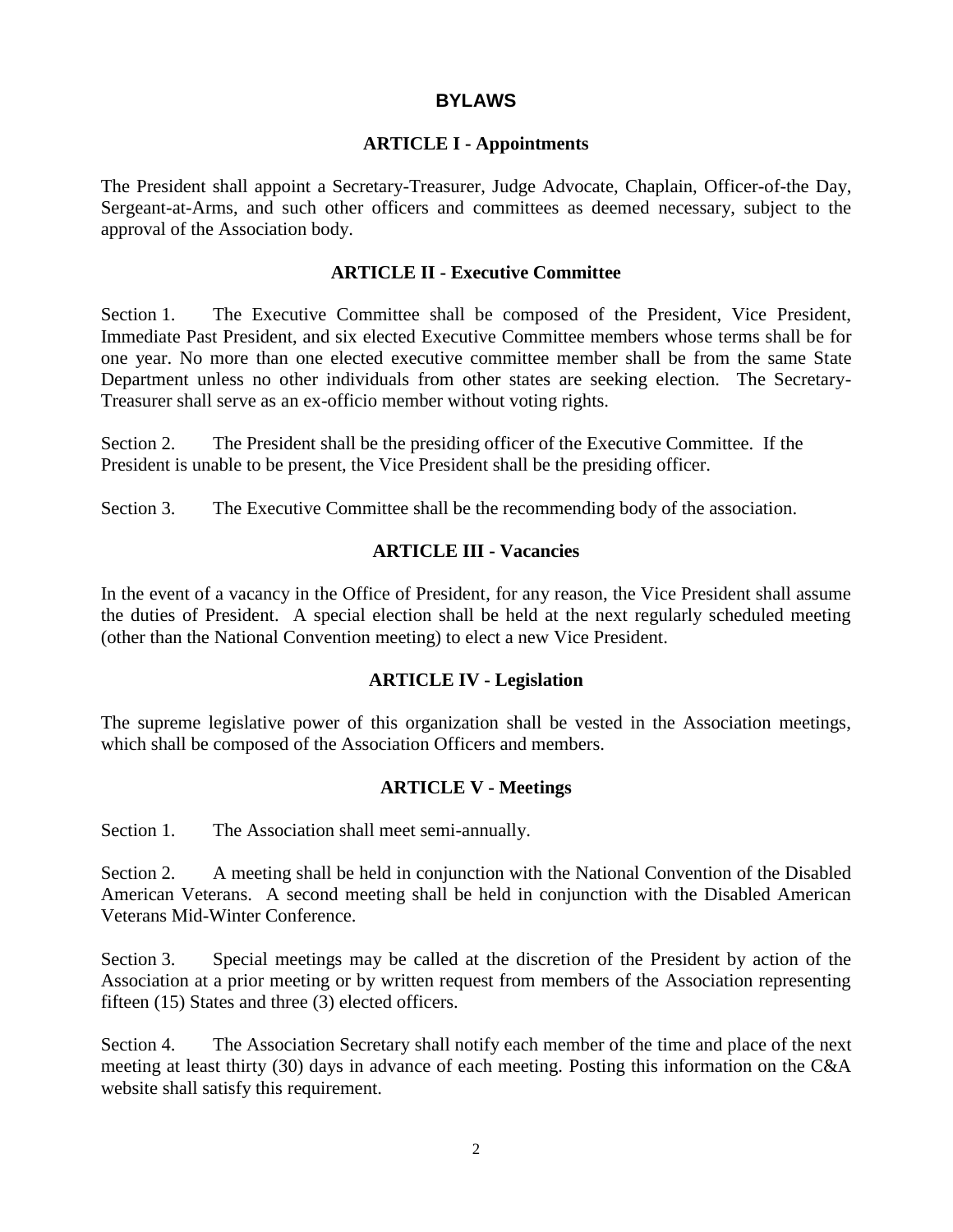# BYLAWS

## ARTICLE I - Appointments

The President shall appoint a Secretary-Treasurer, Judge Advocate, Chaplain, Officer-of-the Day, Sergeant-at-Arms, and such other officers and committees as deemed necessary, subject to the approval of the Association body.

## ARTICLE II - Executive Committee

Section 1. The Executive Committee shall be composed of the President, Vice President, Immediate Past President, and six elected Executive Committee members whose terms shall be for one year. No more than one elected executive committee member shall be from the same State Department unless no other individuals from other states are seeking election. The Secretary-Treasurer shall serve as an ex-officio member without voting rights.

Section 2. The President shall be the presiding officer of the Executive Committee. If the President is unable to be present, the Vice President shall be the presiding officer.

Section 3. The Executive Committee shall be the recommending body of the association.

## ARTICLE III - Vacancies

In the event of a vacancy in the Office of President, for any reason, the Vice President shall assume the duties of President. A special election shall be held at the next regularly scheduled meeting (other than the National Convention meeting) to elect a new Vice President.

## ARTICLE IV - Legislation

The supreme legislative power of this organization shall be vested in the Association meetings, which shall be composed of the Association Officers and members.

## ARTICLE V - Meetings

Section 1. The Association shall meet semi-annually.

Section 2. A meeting shall be held in conjunction with the National Convention of the Disabled American Veterans. A second meeting shall be held in conjunction with the Disabled American Veterans Mid-Winter Conference.

Section 3. Special meetings may be called at the discretion of the President by action of the Association at a prior meeting or by written request from members of the Association representing fifteen (15) States and three (3) elected officers.

Section 4. The Association Secretary shall notify each member of the time and place of the next meeting at least thirty (30) days in advance of each meeting. Posting this information on the C&A website shall satisfy this requirement.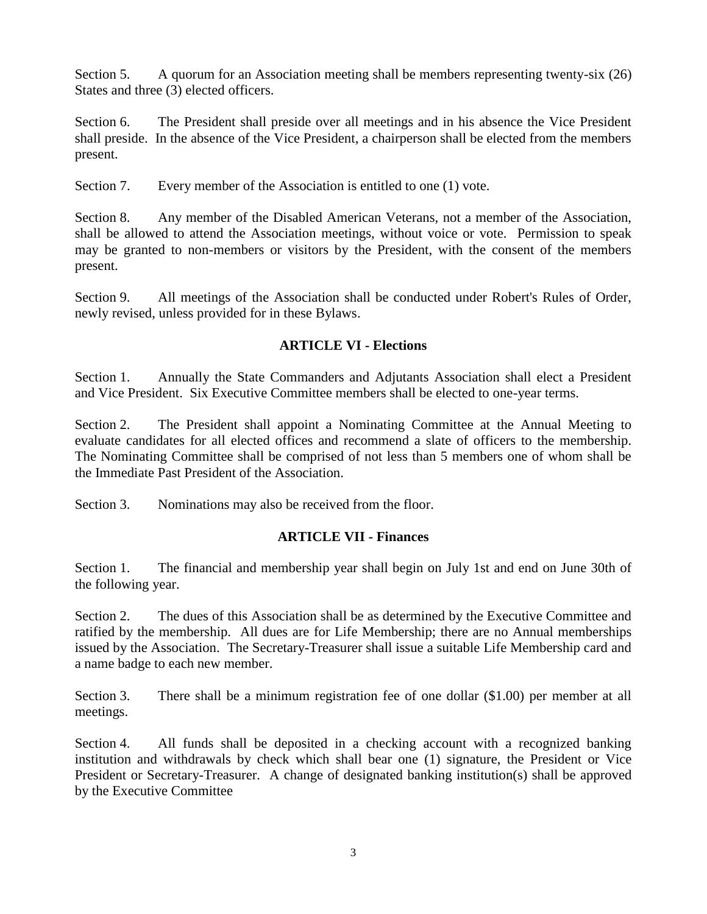Section 5. A quorum for an Association meeting shall be members representing twenty-six (26) States and three (3) elected officers.

Section 6. The President shall preside over all meetings and in his absence the Vice President shall preside. In the absence of the Vice President, a chairperson shall be elected from the members present.

Section 7. Every member of the Association is entitled to one (1) vote.

Section 8. Any member of the Disabled American Veterans, not a member of the Association, shall be allowed to attend the Association meetings, without voice or vote. Permission to speak may be granted to non-members or visitors by the President, with the consent of the members present.

Section 9. All meetings of the Association shall be conducted under Robert's Rules of Order, newly revised, unless provided for in these Bylaws.

## ARTICLE VI - Elections

Section 1. Annually the State Commanders and Adjutants Association shall elect a President and Vice President. Six Executive Committee members shall be elected to one-year terms.

Section 2. The President shall appoint a Nominating Committee at the Annual Meeting to evaluate candidates for all elected offices and recommend a slate of officers to the membership. The Nominating Committee shall be comprised of not less than 5 members one of whom shall be the Immediate Past President of the Association.

Section 3. Nominations may also be received from the floor.

## ARTICLE VII - Finances

Section 1. The financial and membership year shall begin on July 1st and end on June 30th of the following year.

Section 2. The dues of this Association shall be as determined by the Executive Committee and ratified by the membership. All dues are for Life Membership; there are no Annual memberships issued by the Association. The Secretary-Treasurer shall issue a suitable Life Membership card and a name badge to each new member.

Section 3. There shall be a minimum registration fee of one dollar ($1.00) per member at all meetings.

Section 4. All funds shall be deposited in a checking account with a recognized banking institution and withdrawals by check which shall bear one (1) signature, the President or Vice President or Secretary-Treasurer. A change of designated banking institution(s) shall be approved by the Executive Committee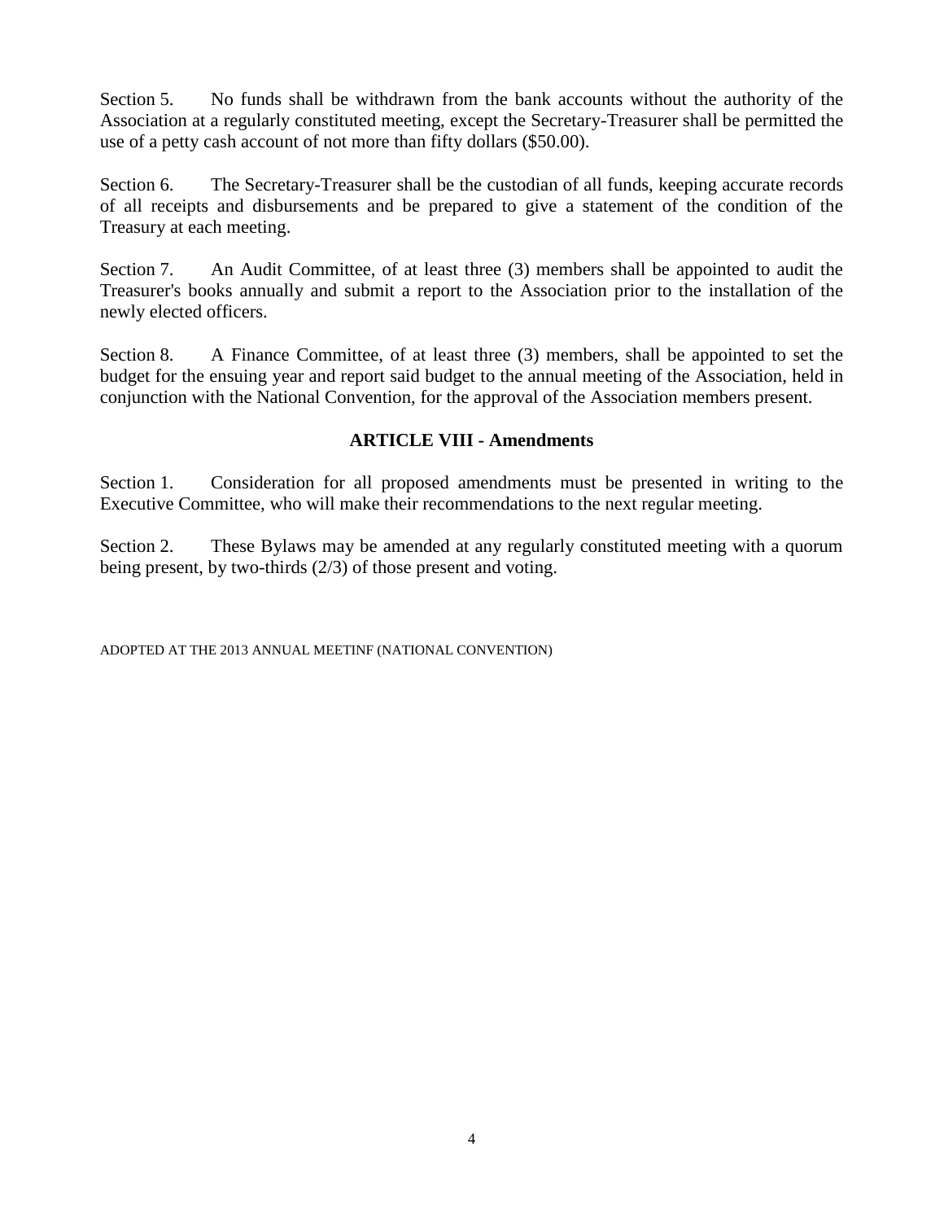Section 5. No funds shall be withdrawn from the bank accounts without the authority of the Association at a regularly constituted meeting, except the Secretary-Treasurer shall be permitted the use of a petty cash account of not more than fifty dollars ($50.00).

Section 6. The Secretary-Treasurer shall be the custodian of all funds, keeping accurate records of all receipts and disbursements and be prepared to give a statement of the condition of the Treasury at each meeting.

Section 7. An Audit Committee, of at least three (3) members shall be appointed to audit the Treasurer's books annually and submit a report to the Association prior to the installation of the newly elected officers.

Section 8. A Finance Committee, of at least three (3) members, shall be appointed to set the budget for the ensuing year and report said budget to the annual meeting of the Association, held in conjunction with the National Convention, for the approval of the Association members present.

## ARTICLE VIII - Amendments

Section 1. Consideration for all proposed amendments must be presented in writing to the Executive Committee, who will make their recommendations to the next regular meeting.

Section 2. These Bylaws may be amended at any regularly constituted meeting with a quorum being present, by two-thirds (2/3) of those present and voting.

ADOPTED AT THE 2013 ANNUAL MEETINF (NATIONAL CONVENTION)